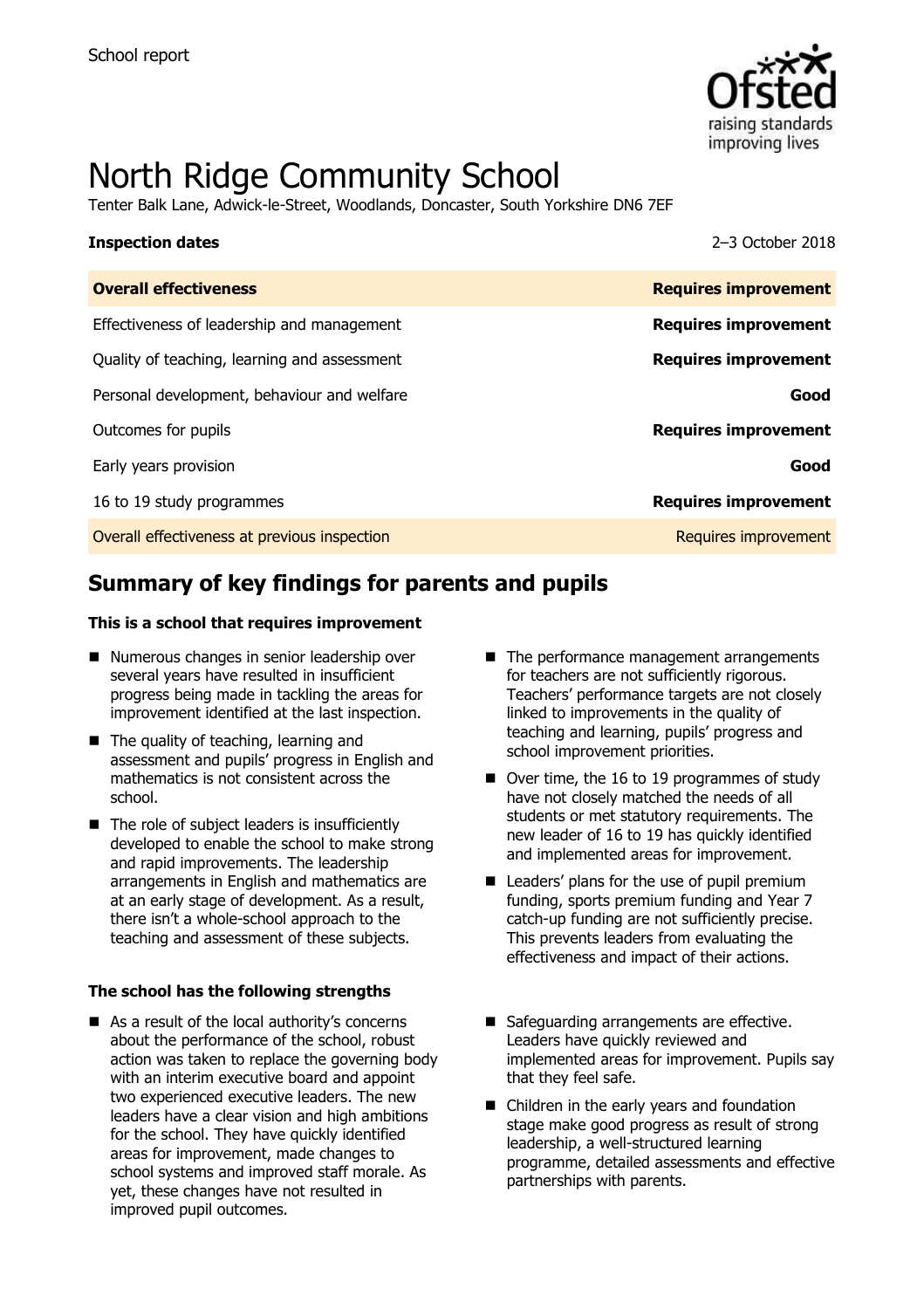School report

# North Ridge Community School

Tenter Balk Lane, Adwick-le-Street, Woodlands, Doncaster, South Yorkshire DN6 7EF

**Inspection dates** 2–3 October 2018

| **Overall effectiveness** | **Requires improvement** |
|---|---|
| Effectiveness of leadership and management | **Requires improvement** |
| Quality of teaching, learning and assessment | **Requires improvement** |
| Personal development, behaviour and welfare | **Good** |
| Outcomes for pupils | **Requires improvement** |
| Early years provision | **Good** |
| 16 to 19 study programmes | **Requires improvement** |
| Overall effectiveness at previous inspection | Requires improvement |

## Summary of key findings for parents and pupils

**This is a school that requires improvement**

- Numerous changes in senior leadership over several years have resulted in insufficient progress being made in tackling the areas for improvement identified at the last inspection.
- The quality of teaching, learning and assessment and pupils' progress in English and mathematics is not consistent across the school.
- The role of subject leaders is insufficiently developed to enable the school to make strong and rapid improvements. The leadership arrangements in English and mathematics are at an early stage of development. As a result, there isn't a whole-school approach to the teaching and assessment of these subjects.
- The performance management arrangements for teachers are not sufficiently rigorous. Teachers' performance targets are not closely linked to improvements in the quality of teaching and learning, pupils' progress and school improvement priorities.
- Over time, the 16 to 19 programmes of study have not closely matched the needs of all students or met statutory requirements. The new leader of 16 to 19 has quickly identified and implemented areas for improvement.
- Leaders' plans for the use of pupil premium funding, sports premium funding and Year 7 catch-up funding are not sufficiently precise. This prevents leaders from evaluating the effectiveness and impact of their actions.

**The school has the following strengths**

- As a result of the local authority's concerns about the performance of the school, robust action was taken to replace the governing body with an interim executive board and appoint two experienced executive leaders. The new leaders have a clear vision and high ambitions for the school. They have quickly identified areas for improvement, made changes to school systems and improved staff morale. As yet, these changes have not resulted in improved pupil outcomes.
- Safeguarding arrangements are effective. Leaders have quickly reviewed and implemented areas for improvement. Pupils say that they feel safe.
- Children in the early years and foundation stage make good progress as result of strong leadership, a well-structured learning programme, detailed assessments and effective partnerships with parents.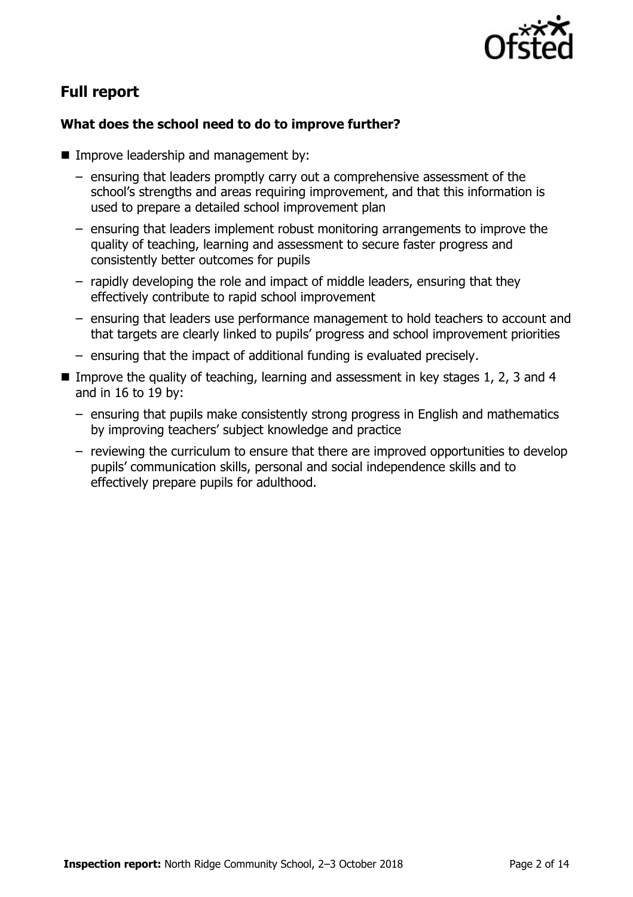## Full report

### What does the school need to do to improve further?

- Improve leadership and management by:
  - ensuring that leaders promptly carry out a comprehensive assessment of the school's strengths and areas requiring improvement, and that this information is used to prepare a detailed school improvement plan
  - ensuring that leaders implement robust monitoring arrangements to improve the quality of teaching, learning and assessment to secure faster progress and consistently better outcomes for pupils
  - rapidly developing the role and impact of middle leaders, ensuring that they effectively contribute to rapid school improvement
  - ensuring that leaders use performance management to hold teachers to account and that targets are clearly linked to pupils' progress and school improvement priorities
  - ensuring that the impact of additional funding is evaluated precisely.
- Improve the quality of teaching, learning and assessment in key stages 1, 2, 3 and 4 and in 16 to 19 by:
  - ensuring that pupils make consistently strong progress in English and mathematics by improving teachers' subject knowledge and practice
  - reviewing the curriculum to ensure that there are improved opportunities to develop pupils' communication skills, personal and social independence skills and to effectively prepare pupils for adulthood.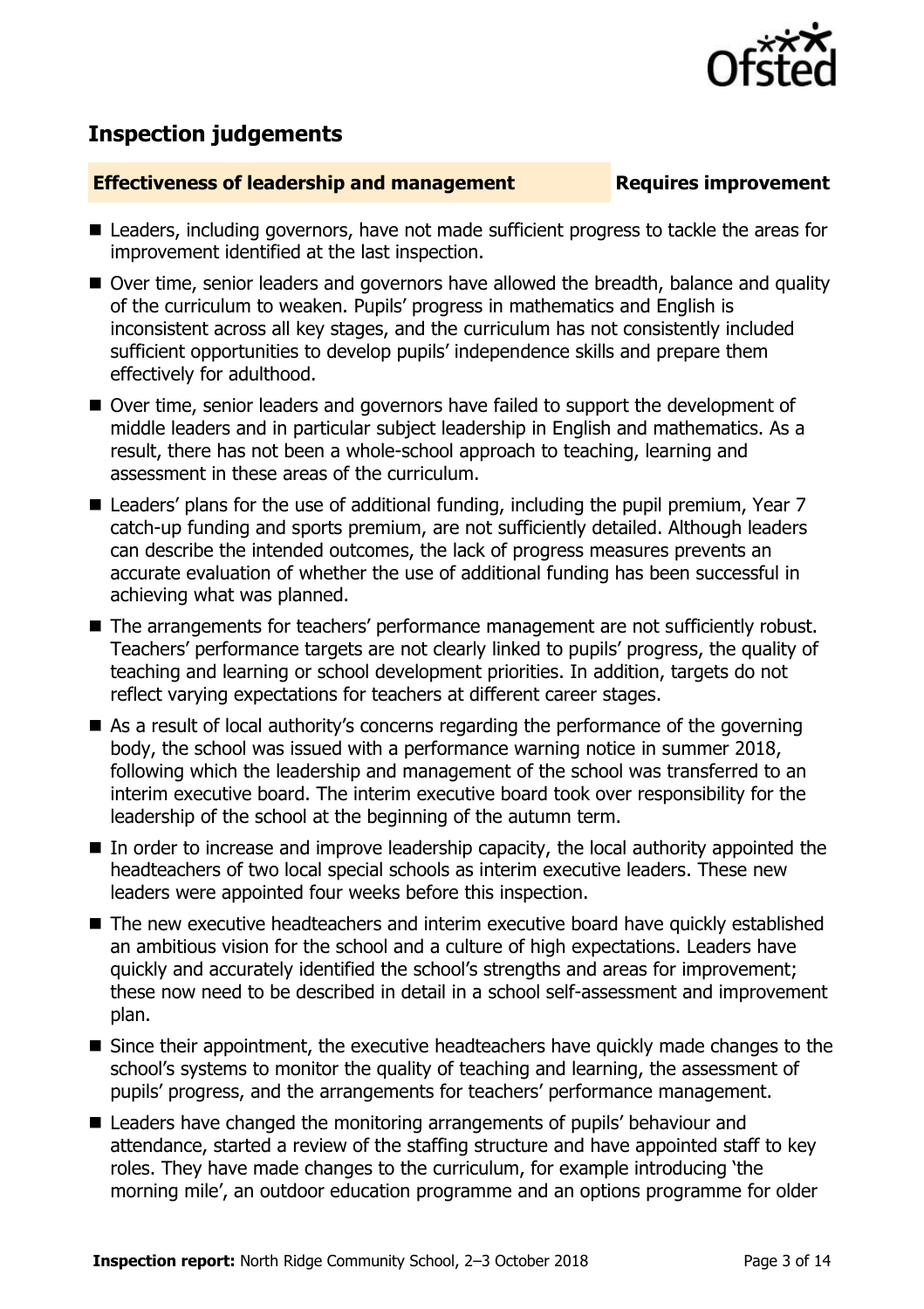## Inspection judgements

**Effectiveness of leadership and management** **Requires improvement**

- Leaders, including governors, have not made sufficient progress to tackle the areas for improvement identified at the last inspection.
- Over time, senior leaders and governors have allowed the breadth, balance and quality of the curriculum to weaken. Pupils' progress in mathematics and English is inconsistent across all key stages, and the curriculum has not consistently included sufficient opportunities to develop pupils' independence skills and prepare them effectively for adulthood.
- Over time, senior leaders and governors have failed to support the development of middle leaders and in particular subject leadership in English and mathematics. As a result, there has not been a whole-school approach to teaching, learning and assessment in these areas of the curriculum.
- Leaders' plans for the use of additional funding, including the pupil premium, Year 7 catch-up funding and sports premium, are not sufficiently detailed. Although leaders can describe the intended outcomes, the lack of progress measures prevents an accurate evaluation of whether the use of additional funding has been successful in achieving what was planned.
- The arrangements for teachers' performance management are not sufficiently robust. Teachers' performance targets are not clearly linked to pupils' progress, the quality of teaching and learning or school development priorities. In addition, targets do not reflect varying expectations for teachers at different career stages.
- As a result of local authority's concerns regarding the performance of the governing body, the school was issued with a performance warning notice in summer 2018, following which the leadership and management of the school was transferred to an interim executive board. The interim executive board took over responsibility for the leadership of the school at the beginning of the autumn term.
- In order to increase and improve leadership capacity, the local authority appointed the headteachers of two local special schools as interim executive leaders. These new leaders were appointed four weeks before this inspection.
- The new executive headteachers and interim executive board have quickly established an ambitious vision for the school and a culture of high expectations. Leaders have quickly and accurately identified the school's strengths and areas for improvement; these now need to be described in detail in a school self-assessment and improvement plan.
- Since their appointment, the executive headteachers have quickly made changes to the school's systems to monitor the quality of teaching and learning, the assessment of pupils' progress, and the arrangements for teachers' performance management.
- Leaders have changed the monitoring arrangements of pupils' behaviour and attendance, started a review of the staffing structure and have appointed staff to key roles. They have made changes to the curriculum, for example introducing 'the morning mile', an outdoor education programme and an options programme for older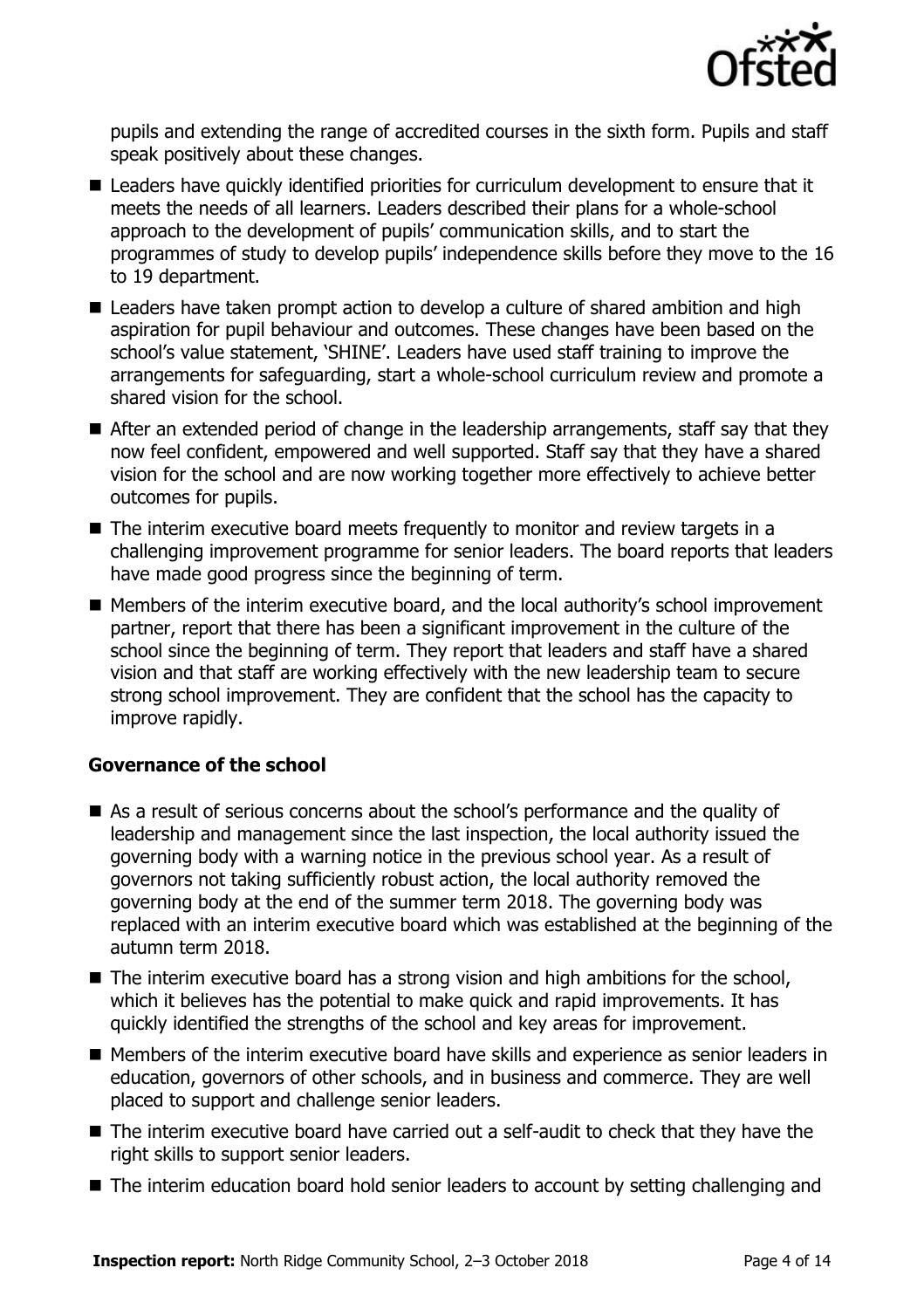pupils and extending the range of accredited courses in the sixth form. Pupils and staff speak positively about these changes.

- Leaders have quickly identified priorities for curriculum development to ensure that it meets the needs of all learners. Leaders described their plans for a whole-school approach to the development of pupils' communication skills, and to start the programmes of study to develop pupils' independence skills before they move to the 16 to 19 department.
- Leaders have taken prompt action to develop a culture of shared ambition and high aspiration for pupil behaviour and outcomes. These changes have been based on the school's value statement, 'SHINE'. Leaders have used staff training to improve the arrangements for safeguarding, start a whole-school curriculum review and promote a shared vision for the school.
- After an extended period of change in the leadership arrangements, staff say that they now feel confident, empowered and well supported. Staff say that they have a shared vision for the school and are now working together more effectively to achieve better outcomes for pupils.
- The interim executive board meets frequently to monitor and review targets in a challenging improvement programme for senior leaders. The board reports that leaders have made good progress since the beginning of term.
- Members of the interim executive board, and the local authority's school improvement partner, report that there has been a significant improvement in the culture of the school since the beginning of term. They report that leaders and staff have a shared vision and that staff are working effectively with the new leadership team to secure strong school improvement. They are confident that the school has the capacity to improve rapidly.

### Governance of the school

- As a result of serious concerns about the school's performance and the quality of leadership and management since the last inspection, the local authority issued the governing body with a warning notice in the previous school year. As a result of governors not taking sufficiently robust action, the local authority removed the governing body at the end of the summer term 2018. The governing body was replaced with an interim executive board which was established at the beginning of the autumn term 2018.
- The interim executive board has a strong vision and high ambitions for the school, which it believes has the potential to make quick and rapid improvements. It has quickly identified the strengths of the school and key areas for improvement.
- Members of the interim executive board have skills and experience as senior leaders in education, governors of other schools, and in business and commerce. They are well placed to support and challenge senior leaders.
- The interim executive board have carried out a self-audit to check that they have the right skills to support senior leaders.
- The interim education board hold senior leaders to account by setting challenging and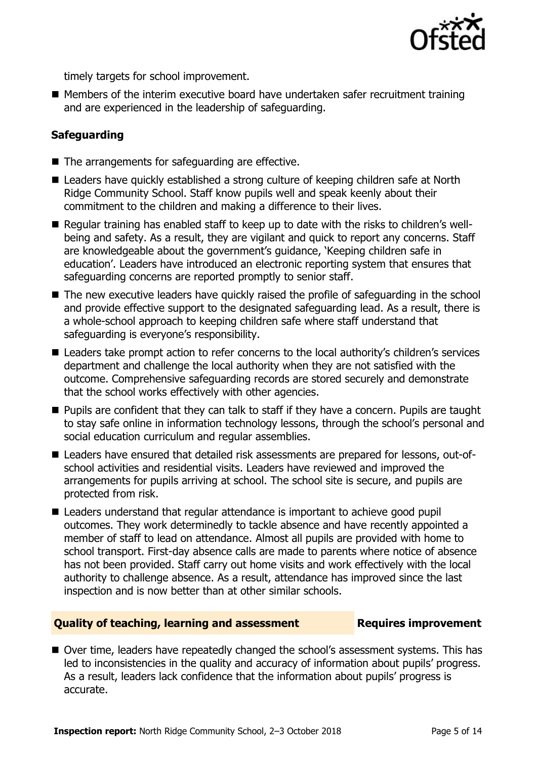timely targets for school improvement.

- Members of the interim executive board have undertaken safer recruitment training and are experienced in the leadership of safeguarding.

### Safeguarding

- The arrangements for safeguarding are effective.
- Leaders have quickly established a strong culture of keeping children safe at North Ridge Community School. Staff know pupils well and speak keenly about their commitment to the children and making a difference to their lives.
- Regular training has enabled staff to keep up to date with the risks to children's well-being and safety. As a result, they are vigilant and quick to report any concerns. Staff are knowledgeable about the government's guidance, 'Keeping children safe in education'. Leaders have introduced an electronic reporting system that ensures that safeguarding concerns are reported promptly to senior staff.
- The new executive leaders have quickly raised the profile of safeguarding in the school and provide effective support to the designated safeguarding lead. As a result, there is a whole-school approach to keeping children safe where staff understand that safeguarding is everyone's responsibility.
- Leaders take prompt action to refer concerns to the local authority's children's services department and challenge the local authority when they are not satisfied with the outcome. Comprehensive safeguarding records are stored securely and demonstrate that the school works effectively with other agencies.
- Pupils are confident that they can talk to staff if they have a concern. Pupils are taught to stay safe online in information technology lessons, through the school's personal and social education curriculum and regular assemblies.
- Leaders have ensured that detailed risk assessments are prepared for lessons, out-of-school activities and residential visits. Leaders have reviewed and improved the arrangements for pupils arriving at school. The school site is secure, and pupils are protected from risk.
- Leaders understand that regular attendance is important to achieve good pupil outcomes. They work determinedly to tackle absence and have recently appointed a member of staff to lead on attendance. Almost all pupils are provided with home to school transport. First-day absence calls are made to parents where notice of absence has not been provided. Staff carry out home visits and work effectively with the local authority to challenge absence. As a result, attendance has improved since the last inspection and is now better than at other similar schools.

### Quality of teaching, learning and assessment — Requires improvement

- Over time, leaders have repeatedly changed the school's assessment systems. This has led to inconsistencies in the quality and accuracy of information about pupils' progress. As a result, leaders lack confidence that the information about pupils' progress is accurate.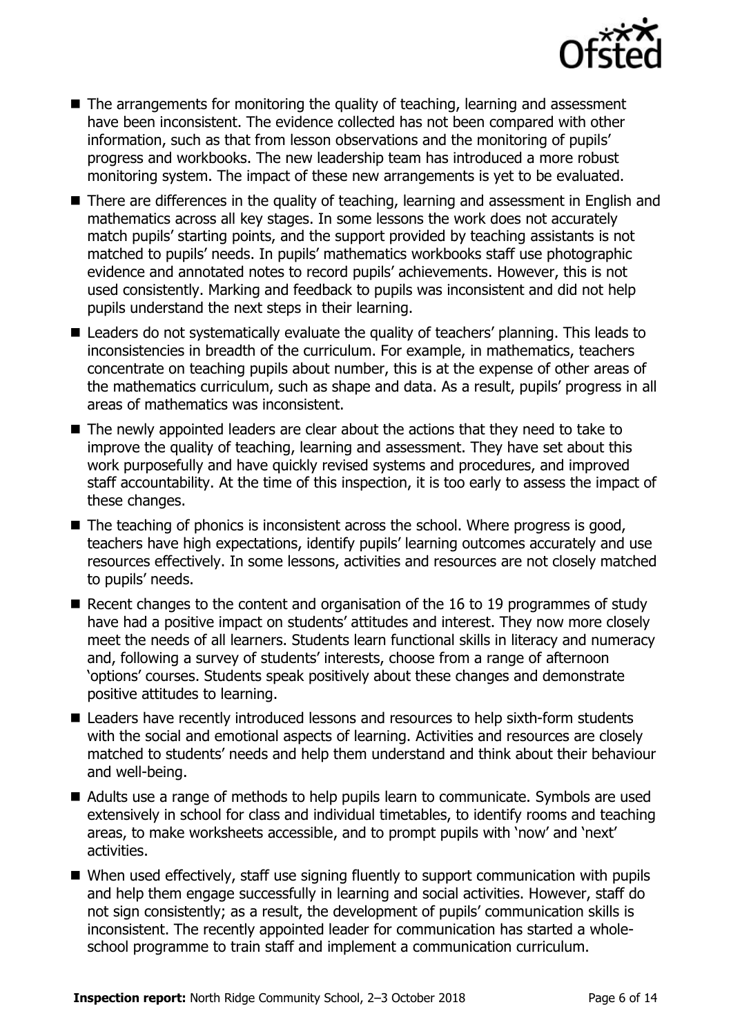- The arrangements for monitoring the quality of teaching, learning and assessment have been inconsistent. The evidence collected has not been compared with other information, such as that from lesson observations and the monitoring of pupils' progress and workbooks. The new leadership team has introduced a more robust monitoring system. The impact of these new arrangements is yet to be evaluated.
- There are differences in the quality of teaching, learning and assessment in English and mathematics across all key stages. In some lessons the work does not accurately match pupils' starting points, and the support provided by teaching assistants is not matched to pupils' needs. In pupils' mathematics workbooks staff use photographic evidence and annotated notes to record pupils' achievements. However, this is not used consistently. Marking and feedback to pupils was inconsistent and did not help pupils understand the next steps in their learning.
- Leaders do not systematically evaluate the quality of teachers' planning. This leads to inconsistencies in breadth of the curriculum. For example, in mathematics, teachers concentrate on teaching pupils about number, this is at the expense of other areas of the mathematics curriculum, such as shape and data. As a result, pupils' progress in all areas of mathematics was inconsistent.
- The newly appointed leaders are clear about the actions that they need to take to improve the quality of teaching, learning and assessment. They have set about this work purposefully and have quickly revised systems and procedures, and improved staff accountability. At the time of this inspection, it is too early to assess the impact of these changes.
- The teaching of phonics is inconsistent across the school. Where progress is good, teachers have high expectations, identify pupils' learning outcomes accurately and use resources effectively. In some lessons, activities and resources are not closely matched to pupils' needs.
- Recent changes to the content and organisation of the 16 to 19 programmes of study have had a positive impact on students' attitudes and interest. They now more closely meet the needs of all learners. Students learn functional skills in literacy and numeracy and, following a survey of students' interests, choose from a range of afternoon 'options' courses. Students speak positively about these changes and demonstrate positive attitudes to learning.
- Leaders have recently introduced lessons and resources to help sixth-form students with the social and emotional aspects of learning. Activities and resources are closely matched to students' needs and help them understand and think about their behaviour and well-being.
- Adults use a range of methods to help pupils learn to communicate. Symbols are used extensively in school for class and individual timetables, to identify rooms and teaching areas, to make worksheets accessible, and to prompt pupils with 'now' and 'next' activities.
- When used effectively, staff use signing fluently to support communication with pupils and help them engage successfully in learning and social activities. However, staff do not sign consistently; as a result, the development of pupils' communication skills is inconsistent. The recently appointed leader for communication has started a whole-school programme to train staff and implement a communication curriculum.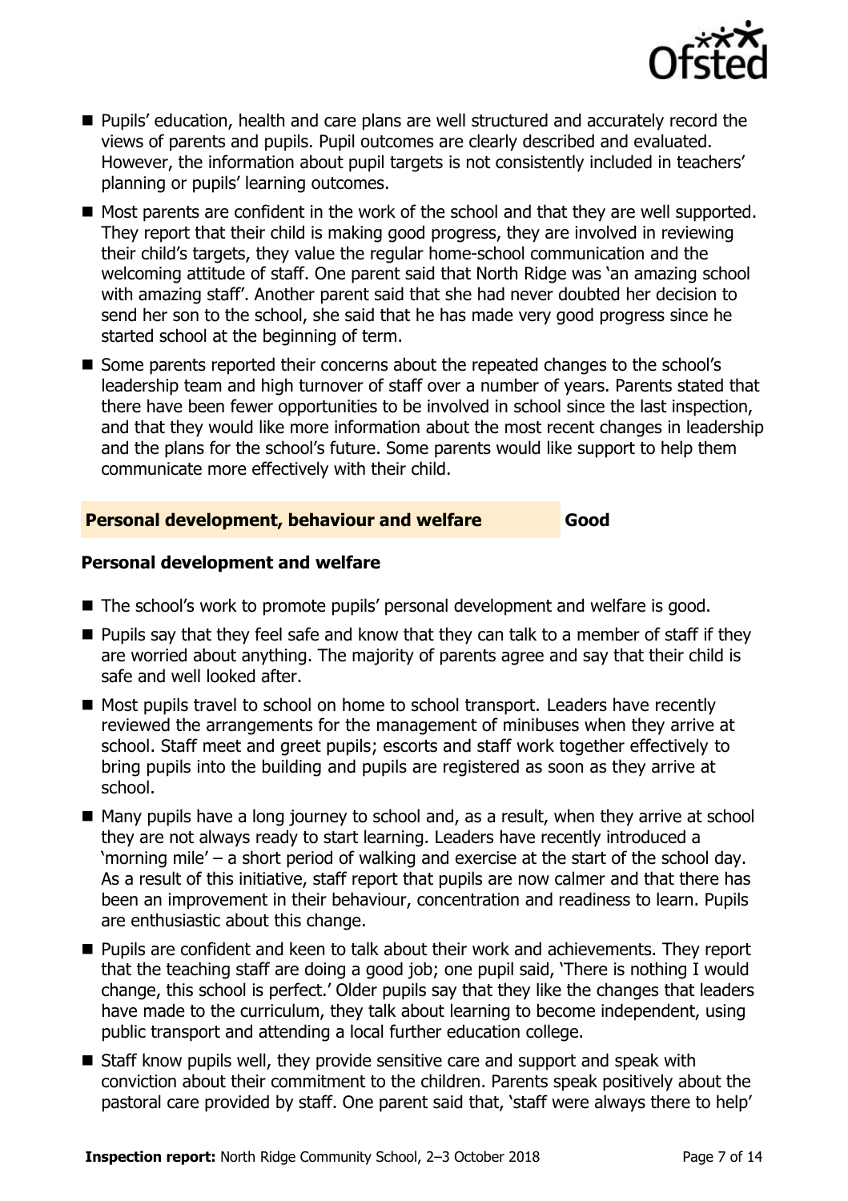- Pupils' education, health and care plans are well structured and accurately record the views of parents and pupils. Pupil outcomes are clearly described and evaluated. However, the information about pupil targets is not consistently included in teachers' planning or pupils' learning outcomes.
- Most parents are confident in the work of the school and that they are well supported. They report that their child is making good progress, they are involved in reviewing their child's targets, they value the regular home-school communication and the welcoming attitude of staff. One parent said that North Ridge was 'an amazing school with amazing staff'. Another parent said that she had never doubted her decision to send her son to the school, she said that he has made very good progress since he started school at the beginning of term.
- Some parents reported their concerns about the repeated changes to the school's leadership team and high turnover of staff over a number of years. Parents stated that there have been fewer opportunities to be involved in school since the last inspection, and that they would like more information about the most recent changes in leadership and the plans for the school's future. Some parents would like support to help them communicate more effectively with their child.

## Personal development, behaviour and welfare — Good

### Personal development and welfare

- The school's work to promote pupils' personal development and welfare is good.
- Pupils say that they feel safe and know that they can talk to a member of staff if they are worried about anything. The majority of parents agree and say that their child is safe and well looked after.
- Most pupils travel to school on home to school transport. Leaders have recently reviewed the arrangements for the management of minibuses when they arrive at school. Staff meet and greet pupils; escorts and staff work together effectively to bring pupils into the building and pupils are registered as soon as they arrive at school.
- Many pupils have a long journey to school and, as a result, when they arrive at school they are not always ready to start learning. Leaders have recently introduced a 'morning mile' – a short period of walking and exercise at the start of the school day. As a result of this initiative, staff report that pupils are now calmer and that there has been an improvement in their behaviour, concentration and readiness to learn. Pupils are enthusiastic about this change.
- Pupils are confident and keen to talk about their work and achievements. They report that the teaching staff are doing a good job; one pupil said, 'There is nothing I would change, this school is perfect.' Older pupils say that they like the changes that leaders have made to the curriculum, they talk about learning to become independent, using public transport and attending a local further education college.
- Staff know pupils well, they provide sensitive care and support and speak with conviction about their commitment to the children. Parents speak positively about the pastoral care provided by staff. One parent said that, 'staff were always there to help'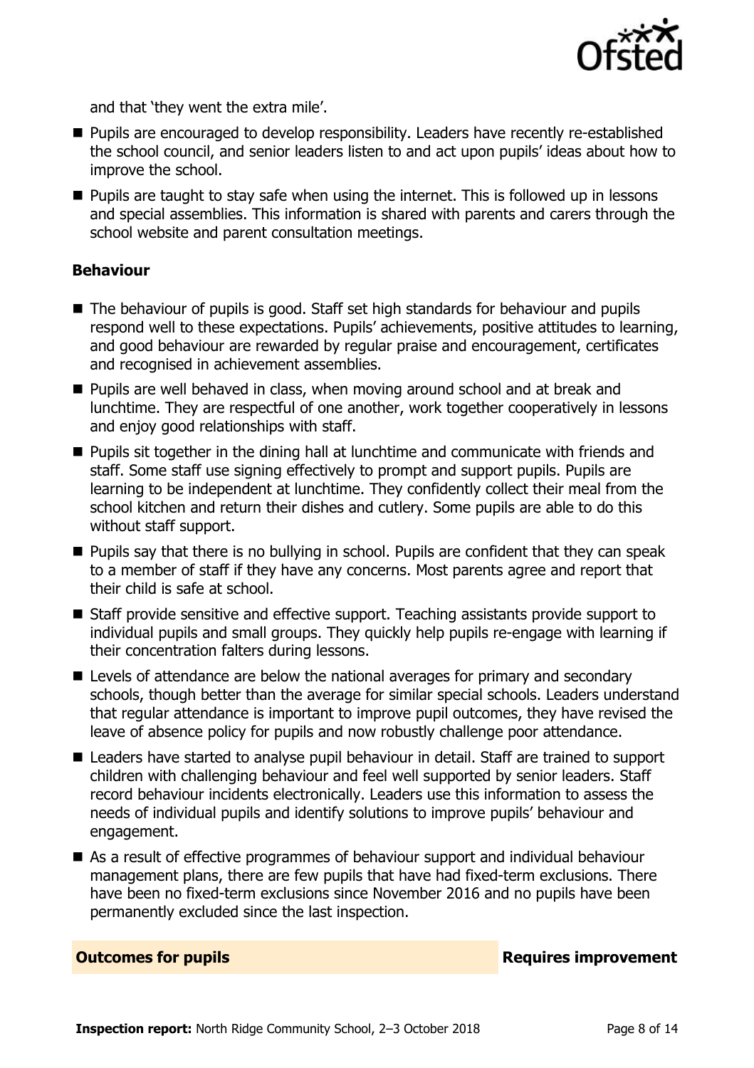and that 'they went the extra mile'.

- Pupils are encouraged to develop responsibility. Leaders have recently re-established the school council, and senior leaders listen to and act upon pupils' ideas about how to improve the school.
- Pupils are taught to stay safe when using the internet. This is followed up in lessons and special assemblies. This information is shared with parents and carers through the school website and parent consultation meetings.

### Behaviour

- The behaviour of pupils is good. Staff set high standards for behaviour and pupils respond well to these expectations. Pupils' achievements, positive attitudes to learning, and good behaviour are rewarded by regular praise and encouragement, certificates and recognised in achievement assemblies.
- Pupils are well behaved in class, when moving around school and at break and lunchtime. They are respectful of one another, work together cooperatively in lessons and enjoy good relationships with staff.
- Pupils sit together in the dining hall at lunchtime and communicate with friends and staff. Some staff use signing effectively to prompt and support pupils. Pupils are learning to be independent at lunchtime. They confidently collect their meal from the school kitchen and return their dishes and cutlery. Some pupils are able to do this without staff support.
- Pupils say that there is no bullying in school. Pupils are confident that they can speak to a member of staff if they have any concerns. Most parents agree and report that their child is safe at school.
- Staff provide sensitive and effective support. Teaching assistants provide support to individual pupils and small groups. They quickly help pupils re-engage with learning if their concentration falters during lessons.
- Levels of attendance are below the national averages for primary and secondary schools, though better than the average for similar special schools. Leaders understand that regular attendance is important to improve pupil outcomes, they have revised the leave of absence policy for pupils and now robustly challenge poor attendance.
- Leaders have started to analyse pupil behaviour in detail. Staff are trained to support children with challenging behaviour and feel well supported by senior leaders. Staff record behaviour incidents electronically. Leaders use this information to assess the needs of individual pupils and identify solutions to improve pupils' behaviour and engagement.
- As a result of effective programmes of behaviour support and individual behaviour management plans, there are few pupils that have had fixed-term exclusions. There have been no fixed-term exclusions since November 2016 and no pupils have been permanently excluded since the last inspection.

**Outcomes for pupils** **Requires improvement**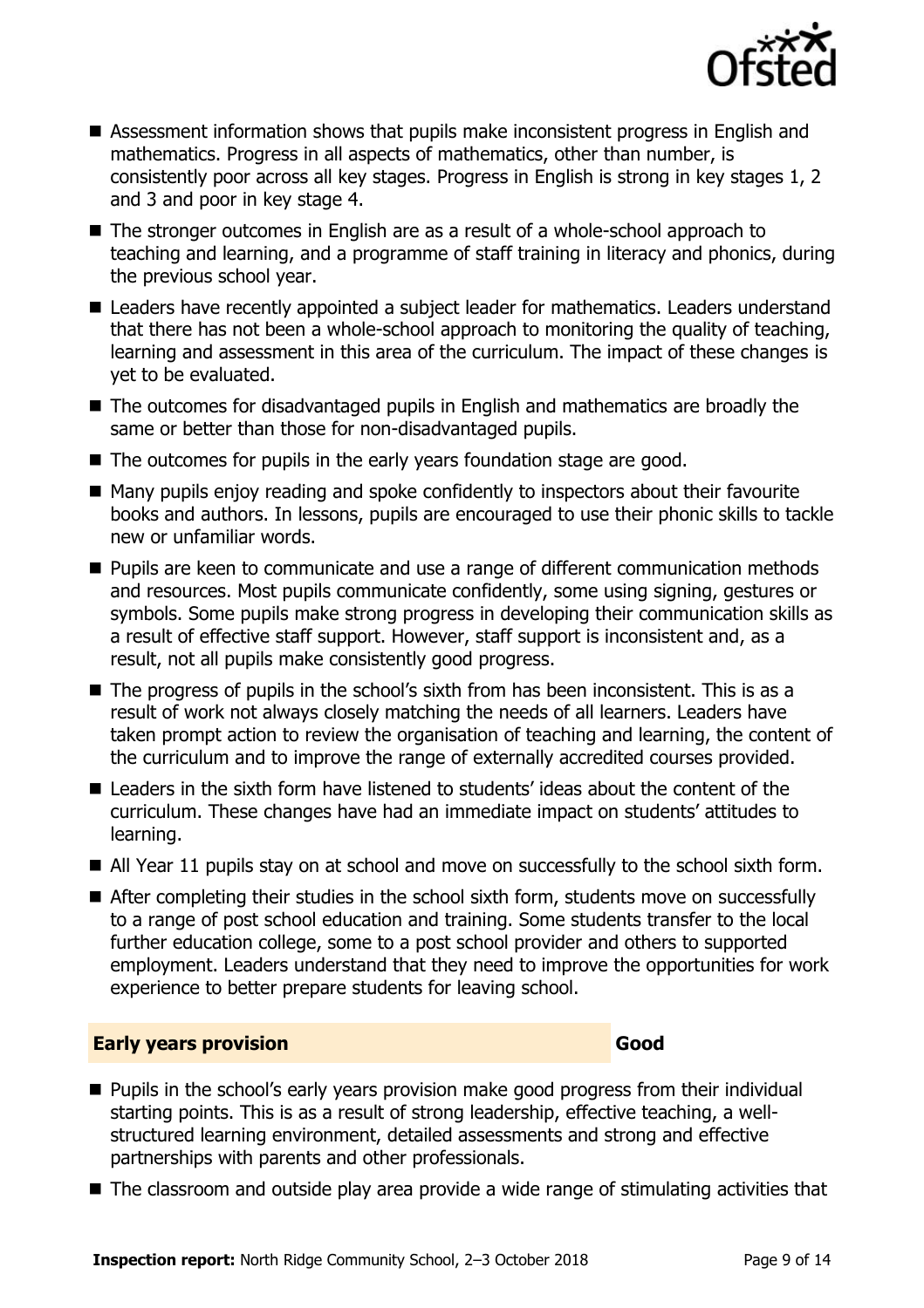- Assessment information shows that pupils make inconsistent progress in English and mathematics. Progress in all aspects of mathematics, other than number, is consistently poor across all key stages. Progress in English is strong in key stages 1, 2 and 3 and poor in key stage 4.
- The stronger outcomes in English are as a result of a whole-school approach to teaching and learning, and a programme of staff training in literacy and phonics, during the previous school year.
- Leaders have recently appointed a subject leader for mathematics. Leaders understand that there has not been a whole-school approach to monitoring the quality of teaching, learning and assessment in this area of the curriculum. The impact of these changes is yet to be evaluated.
- The outcomes for disadvantaged pupils in English and mathematics are broadly the same or better than those for non-disadvantaged pupils.
- The outcomes for pupils in the early years foundation stage are good.
- Many pupils enjoy reading and spoke confidently to inspectors about their favourite books and authors. In lessons, pupils are encouraged to use their phonic skills to tackle new or unfamiliar words.
- Pupils are keen to communicate and use a range of different communication methods and resources. Most pupils communicate confidently, some using signing, gestures or symbols. Some pupils make strong progress in developing their communication skills as a result of effective staff support. However, staff support is inconsistent and, as a result, not all pupils make consistently good progress.
- The progress of pupils in the school's sixth from has been inconsistent. This is as a result of work not always closely matching the needs of all learners. Leaders have taken prompt action to review the organisation of teaching and learning, the content of the curriculum and to improve the range of externally accredited courses provided.
- Leaders in the sixth form have listened to students' ideas about the content of the curriculum. These changes have had an immediate impact on students' attitudes to learning.
- All Year 11 pupils stay on at school and move on successfully to the school sixth form.
- After completing their studies in the school sixth form, students move on successfully to a range of post school education and training. Some students transfer to the local further education college, some to a post school provider and others to supported employment. Leaders understand that they need to improve the opportunities for work experience to better prepare students for leaving school.

## Early years provision — Good

- Pupils in the school's early years provision make good progress from their individual starting points. This is as a result of strong leadership, effective teaching, a well-structured learning environment, detailed assessments and strong and effective partnerships with parents and other professionals.
- The classroom and outside play area provide a wide range of stimulating activities that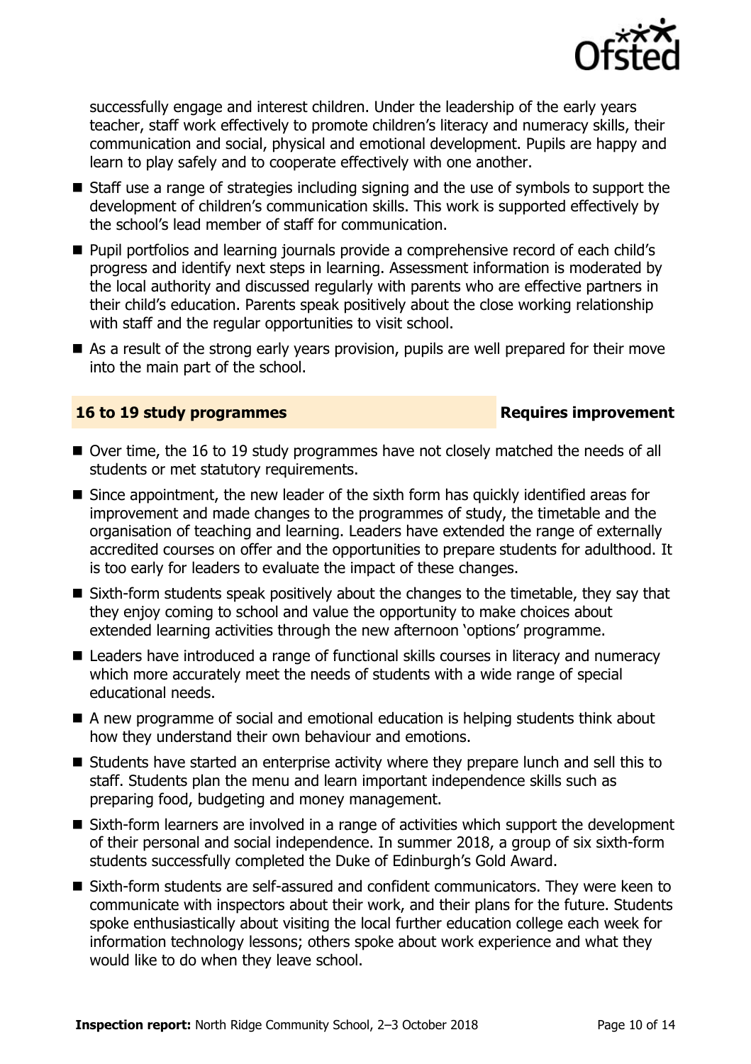successfully engage and interest children. Under the leadership of the early years teacher, staff work effectively to promote children's literacy and numeracy skills, their communication and social, physical and emotional development. Pupils are happy and learn to play safely and to cooperate effectively with one another.

- Staff use a range of strategies including signing and the use of symbols to support the development of children's communication skills. This work is supported effectively by the school's lead member of staff for communication.
- Pupil portfolios and learning journals provide a comprehensive record of each child's progress and identify next steps in learning. Assessment information is moderated by the local authority and discussed regularly with parents who are effective partners in their child's education. Parents speak positively about the close working relationship with staff and the regular opportunities to visit school.
- As a result of the strong early years provision, pupils are well prepared for their move into the main part of the school.

## 16 to 19 study programmes — Requires improvement

- Over time, the 16 to 19 study programmes have not closely matched the needs of all students or met statutory requirements.
- Since appointment, the new leader of the sixth form has quickly identified areas for improvement and made changes to the programmes of study, the timetable and the organisation of teaching and learning. Leaders have extended the range of externally accredited courses on offer and the opportunities to prepare students for adulthood. It is too early for leaders to evaluate the impact of these changes.
- Sixth-form students speak positively about the changes to the timetable, they say that they enjoy coming to school and value the opportunity to make choices about extended learning activities through the new afternoon 'options' programme.
- Leaders have introduced a range of functional skills courses in literacy and numeracy which more accurately meet the needs of students with a wide range of special educational needs.
- A new programme of social and emotional education is helping students think about how they understand their own behaviour and emotions.
- Students have started an enterprise activity where they prepare lunch and sell this to staff. Students plan the menu and learn important independence skills such as preparing food, budgeting and money management.
- Sixth-form learners are involved in a range of activities which support the development of their personal and social independence. In summer 2018, a group of six sixth-form students successfully completed the Duke of Edinburgh's Gold Award.
- Sixth-form students are self-assured and confident communicators. They were keen to communicate with inspectors about their work, and their plans for the future. Students spoke enthusiastically about visiting the local further education college each week for information technology lessons; others spoke about work experience and what they would like to do when they leave school.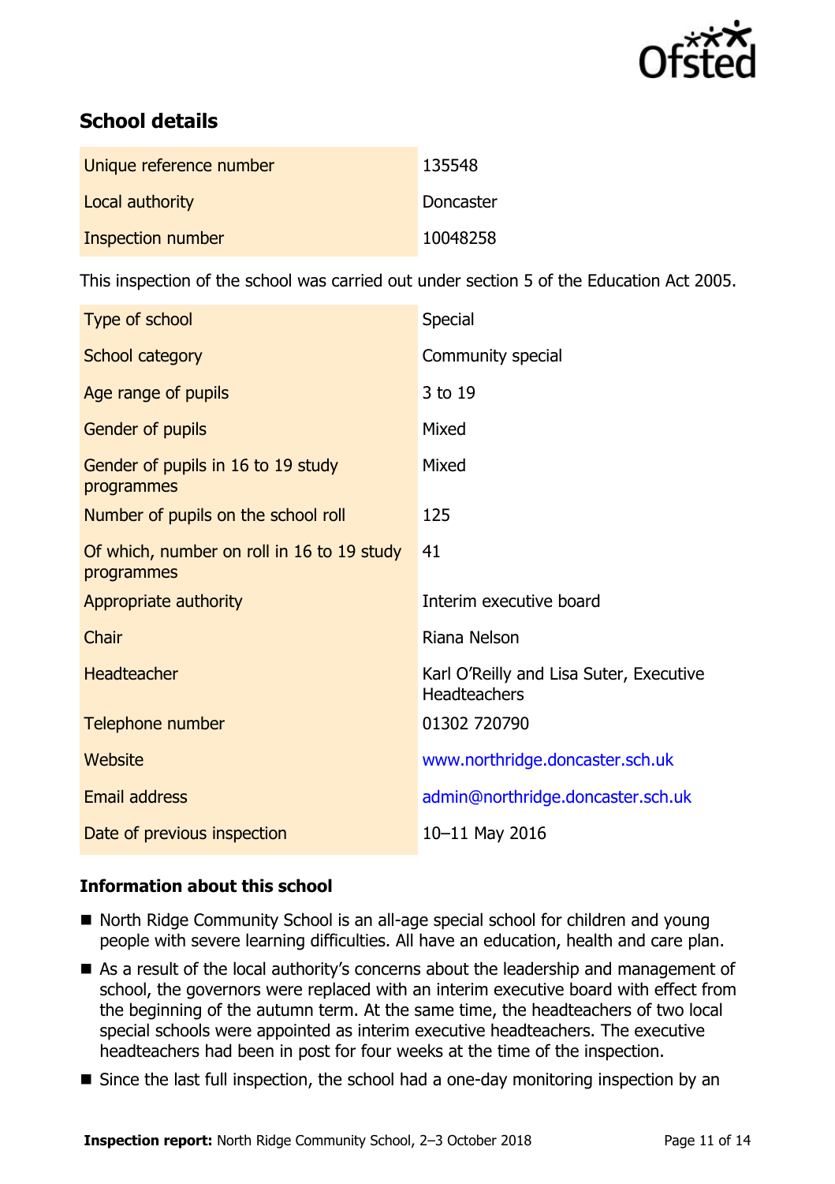## School details

| | |
|---|---|
| Unique reference number | 135548 |
| Local authority | Doncaster |
| Inspection number | 10048258 |

This inspection of the school was carried out under section 5 of the Education Act 2005.

| | |
|---|---|
| Type of school | Special |
| School category | Community special |
| Age range of pupils | 3 to 19 |
| Gender of pupils | Mixed |
| Gender of pupils in 16 to 19 study programmes | Mixed |
| Number of pupils on the school roll | 125 |
| Of which, number on roll in 16 to 19 study programmes | 41 |
| Appropriate authority | Interim executive board |
| Chair | Riana Nelson |
| Headteacher | Karl O'Reilly and Lisa Suter, Executive Headteachers |
| Telephone number | 01302 720790 |
| Website | www.northridge.doncaster.sch.uk |
| Email address | admin@northridge.doncaster.sch.uk |
| Date of previous inspection | 10–11 May 2016 |

### Information about this school

- North Ridge Community School is an all-age special school for children and young people with severe learning difficulties. All have an education, health and care plan.
- As a result of the local authority's concerns about the leadership and management of school, the governors were replaced with an interim executive board with effect from the beginning of the autumn term. At the same time, the headteachers of two local special schools were appointed as interim executive headteachers. The executive headteachers had been in post for four weeks at the time of the inspection.
- Since the last full inspection, the school had a one-day monitoring inspection by an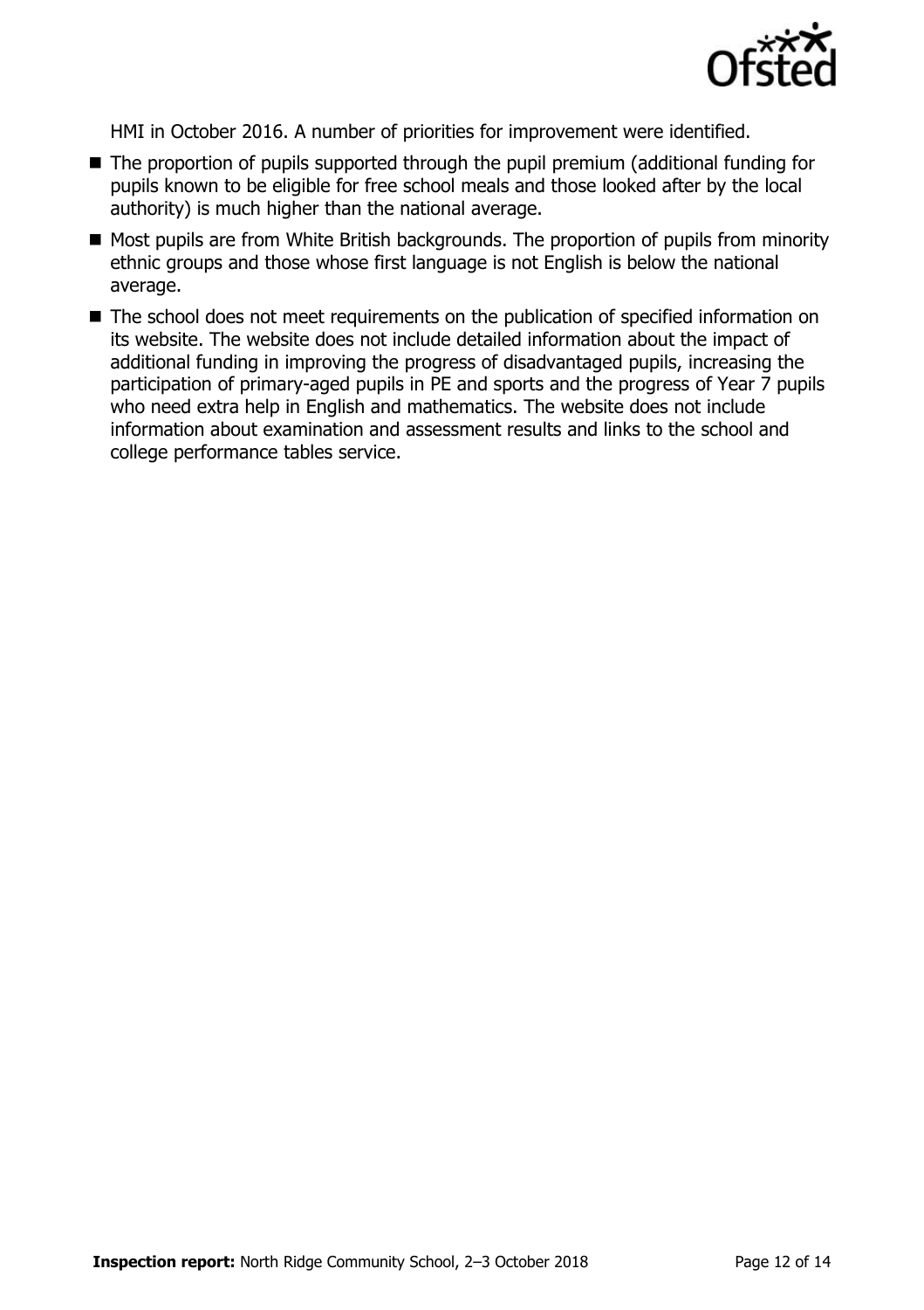HMI in October 2016. A number of priorities for improvement were identified.

- The proportion of pupils supported through the pupil premium (additional funding for pupils known to be eligible for free school meals and those looked after by the local authority) is much higher than the national average.
- Most pupils are from White British backgrounds. The proportion of pupils from minority ethnic groups and those whose first language is not English is below the national average.
- The school does not meet requirements on the publication of specified information on its website. The website does not include detailed information about the impact of additional funding in improving the progress of disadvantaged pupils, increasing the participation of primary-aged pupils in PE and sports and the progress of Year 7 pupils who need extra help in English and mathematics. The website does not include information about examination and assessment results and links to the school and college performance tables service.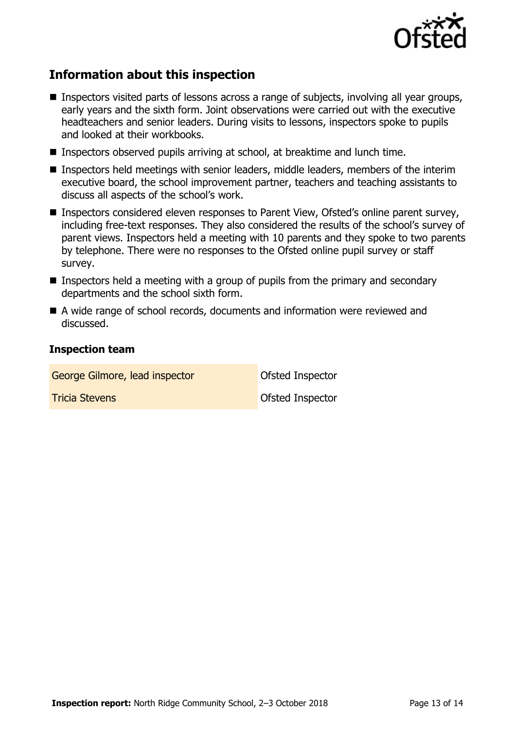## Information about this inspection

- Inspectors visited parts of lessons across a range of subjects, involving all year groups, early years and the sixth form. Joint observations were carried out with the executive headteachers and senior leaders. During visits to lessons, inspectors spoke to pupils and looked at their workbooks.
- Inspectors observed pupils arriving at school, at breaktime and lunch time.
- Inspectors held meetings with senior leaders, middle leaders, members of the interim executive board, the school improvement partner, teachers and teaching assistants to discuss all aspects of the school's work.
- Inspectors considered eleven responses to Parent View, Ofsted's online parent survey, including free-text responses. They also considered the results of the school's survey of parent views. Inspectors held a meeting with 10 parents and they spoke to two parents by telephone. There were no responses to the Ofsted online pupil survey or staff survey.
- Inspectors held a meeting with a group of pupils from the primary and secondary departments and the school sixth form.
- A wide range of school records, documents and information were reviewed and discussed.

### Inspection team

| | |
|---|---|
| George Gilmore, lead inspector | Ofsted Inspector |
| Tricia Stevens | Ofsted Inspector |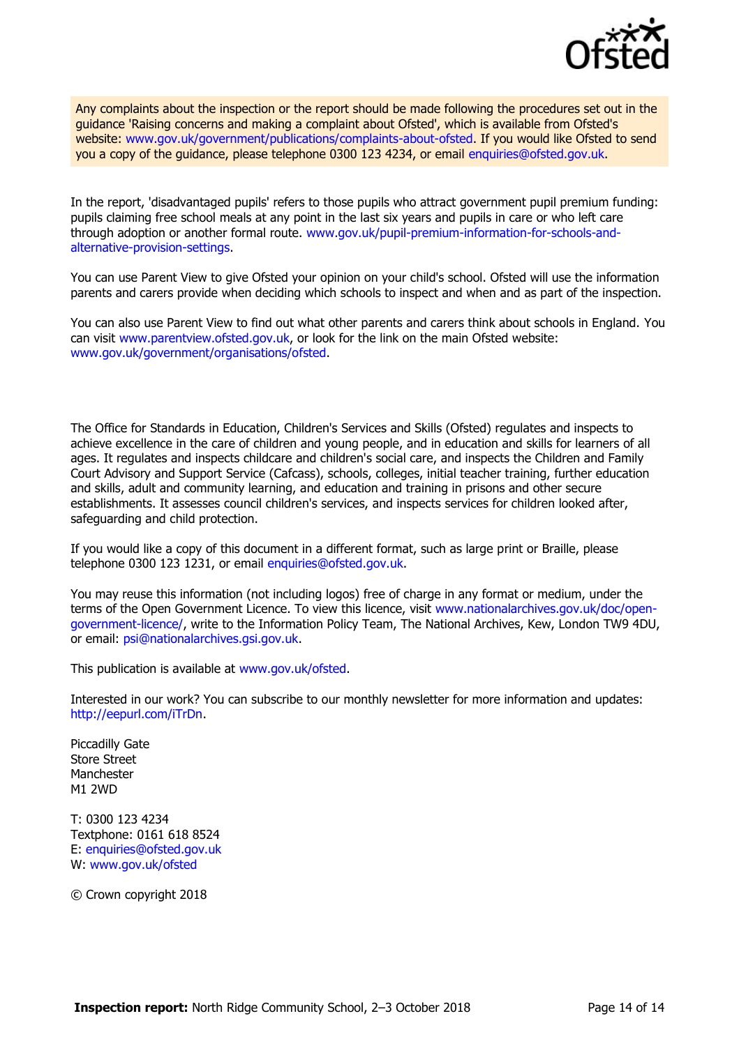Any complaints about the inspection or the report should be made following the procedures set out in the guidance 'Raising concerns and making a complaint about Ofsted', which is available from Ofsted's website: www.gov.uk/government/publications/complaints-about-ofsted. If you would like Ofsted to send you a copy of the guidance, please telephone 0300 123 4234, or email enquiries@ofsted.gov.uk.

In the report, 'disadvantaged pupils' refers to those pupils who attract government pupil premium funding: pupils claiming free school meals at any point in the last six years and pupils in care or who left care through adoption or another formal route. www.gov.uk/pupil-premium-information-for-schools-and-alternative-provision-settings.

You can use Parent View to give Ofsted your opinion on your child's school. Ofsted will use the information parents and carers provide when deciding which schools to inspect and when and as part of the inspection.

You can also use Parent View to find out what other parents and carers think about schools in England. You can visit www.parentview.ofsted.gov.uk, or look for the link on the main Ofsted website: www.gov.uk/government/organisations/ofsted.

The Office for Standards in Education, Children's Services and Skills (Ofsted) regulates and inspects to achieve excellence in the care of children and young people, and in education and skills for learners of all ages. It regulates and inspects childcare and children's social care, and inspects the Children and Family Court Advisory and Support Service (Cafcass), schools, colleges, initial teacher training, further education and skills, adult and community learning, and education and training in prisons and other secure establishments. It assesses council children's services, and inspects services for children looked after, safeguarding and child protection.

If you would like a copy of this document in a different format, such as large print or Braille, please telephone 0300 123 1231, or email enquiries@ofsted.gov.uk.

You may reuse this information (not including logos) free of charge in any format or medium, under the terms of the Open Government Licence. To view this licence, visit www.nationalarchives.gov.uk/doc/open-government-licence/, write to the Information Policy Team, The National Archives, Kew, London TW9 4DU, or email: psi@nationalarchives.gsi.gov.uk.

This publication is available at www.gov.uk/ofsted.

Interested in our work? You can subscribe to our monthly newsletter for more information and updates: http://eepurl.com/iTrDn.

Piccadilly Gate
Store Street
Manchester
M1 2WD

T: 0300 123 4234
Textphone: 0161 618 8524
E: enquiries@ofsted.gov.uk
W: www.gov.uk/ofsted

© Crown copyright 2018